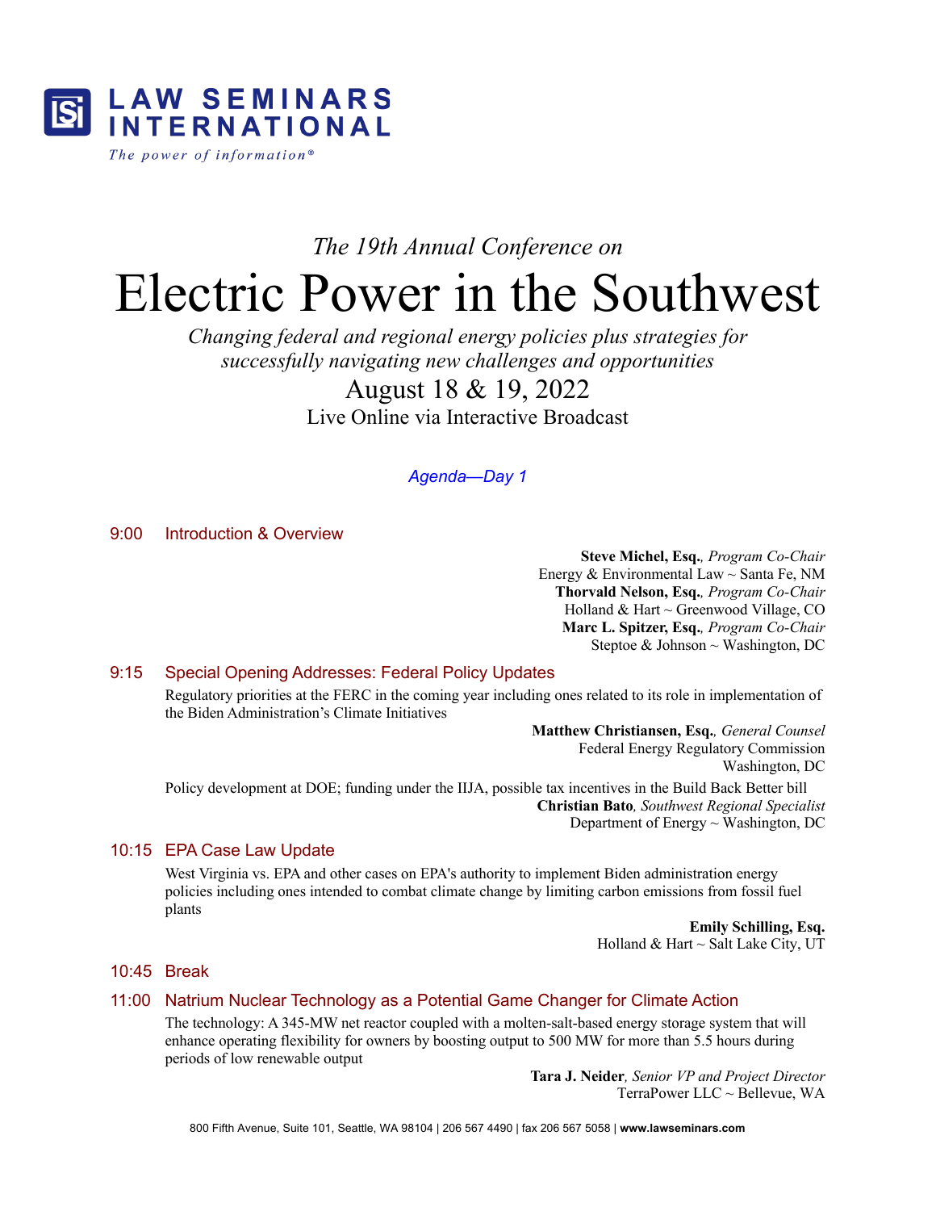**LAW SEMINARS INTERNATIONAL**

*The power of information®*

*The 19th Annual Conference on*

# Electric Power in the Southwest

*Changing federal and regional energy policies plus strategies for successfully navigating new challenges and opportunities*

August 18 & 19, 2022

Live Online via Interactive Broadcast

## *Agenda—Day 1*

### 9:00 Introduction & Overview

**Steve Michel, Esq.**, *Program Co-Chair*
Energy & Environmental Law ~ Santa Fe, NM

**Thorvald Nelson, Esq.**, *Program Co-Chair*
Holland & Hart ~ Greenwood Village, CO

**Marc L. Spitzer, Esq.**, *Program Co-Chair*
Steptoe & Johnson ~ Washington, DC

### 9:15 Special Opening Addresses: Federal Policy Updates

Regulatory priorities at the FERC in the coming year including ones related to its role in implementation of the Biden Administration's Climate Initiatives

**Matthew Christiansen, Esq.**, *General Counsel*
Federal Energy Regulatory Commission
Washington, DC

Policy development at DOE; funding under the IIJA, possible tax incentives in the Build Back Better bill

**Christian Bato**, *Southwest Regional Specialist*
Department of Energy ~ Washington, DC

### 10:15 EPA Case Law Update

West Virginia vs. EPA and other cases on EPA's authority to implement Biden administration energy policies including ones intended to combat climate change by limiting carbon emissions from fossil fuel plants

**Emily Schilling, Esq.**
Holland & Hart ~ Salt Lake City, UT

### 10:45 Break

### 11:00 Natrium Nuclear Technology as a Potential Game Changer for Climate Action

The technology: A 345-MW net reactor coupled with a molten-salt-based energy storage system that will enhance operating flexibility for owners by boosting output to 500 MW for more than 5.5 hours during periods of low renewable output

**Tara J. Neider**, *Senior VP and Project Director*
TerraPower LLC ~ Bellevue, WA

800 Fifth Avenue, Suite 101, Seattle, WA 98104 | 206 567 4490 | fax 206 567 5058 | **www.lawseminars.com**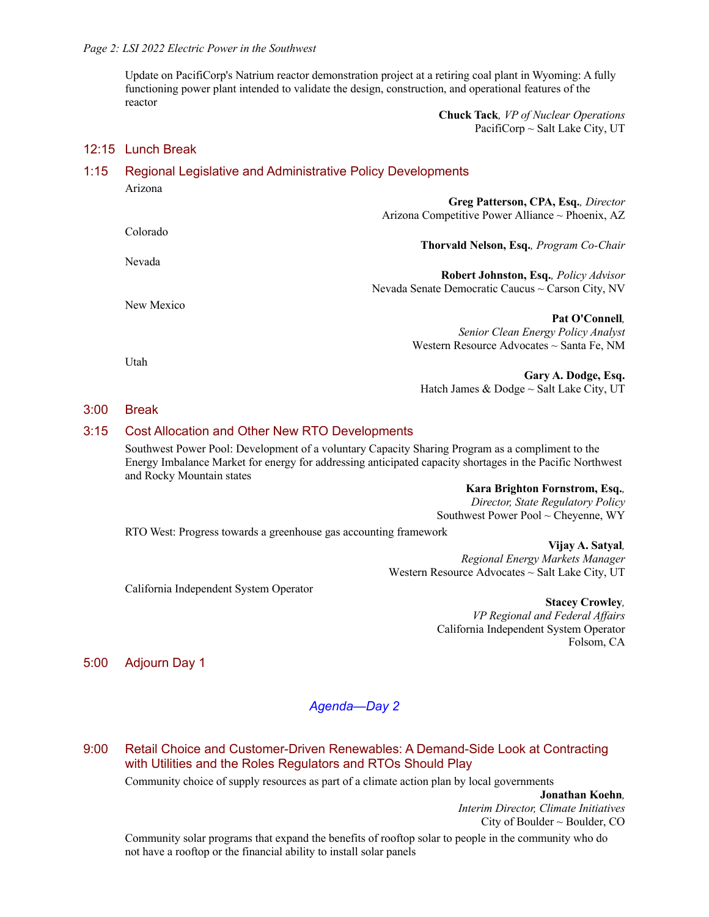Update on PacifiCorp's Natrium reactor demonstration project at a retiring coal plant in Wyoming: A fully functioning power plant intended to validate the design, construction, and operational features of the reactor

**Chuck Tack**, *VP of Nuclear Operations*
PacifiCorp ~ Salt Lake City, UT

## 12:15 Lunch Break

## 1:15 Regional Legislative and Administrative Policy Developments

Arizona

**Greg Patterson, CPA, Esq.**, *Director*
Arizona Competitive Power Alliance ~ Phoenix, AZ

Colorado

**Thorvald Nelson, Esq.**, *Program Co-Chair*

Nevada

**Robert Johnston, Esq.**, *Policy Advisor*
Nevada Senate Democratic Caucus ~ Carson City, NV

New Mexico

**Pat O'Connell**,
*Senior Clean Energy Policy Analyst*
Western Resource Advocates ~ Santa Fe, NM

Utah

**Gary A. Dodge, Esq.**
Hatch James & Dodge ~ Salt Lake City, UT

## 3:00 Break

## 3:15 Cost Allocation and Other New RTO Developments

Southwest Power Pool: Development of a voluntary Capacity Sharing Program as a compliment to the Energy Imbalance Market for energy for addressing anticipated capacity shortages in the Pacific Northwest and Rocky Mountain states

**Kara Brighton Fornstrom, Esq.**,
*Director, State Regulatory Policy*
Southwest Power Pool ~ Cheyenne, WY

RTO West: Progress towards a greenhouse gas accounting framework

**Vijay A. Satyal**,
*Regional Energy Markets Manager*
Western Resource Advocates ~ Salt Lake City, UT

California Independent System Operator

**Stacey Crowley**,
*VP Regional and Federal Affairs*
California Independent System Operator
Folsom, CA

## 5:00 Adjourn Day 1

# *Agenda—Day 2*

## 9:00 Retail Choice and Customer-Driven Renewables: A Demand-Side Look at Contracting with Utilities and the Roles Regulators and RTOs Should Play

Community choice of supply resources as part of a climate action plan by local governments

**Jonathan Koehn**,
*Interim Director, Climate Initiatives*
City of Boulder ~ Boulder, CO

Community solar programs that expand the benefits of rooftop solar to people in the community who do not have a rooftop or the financial ability to install solar panels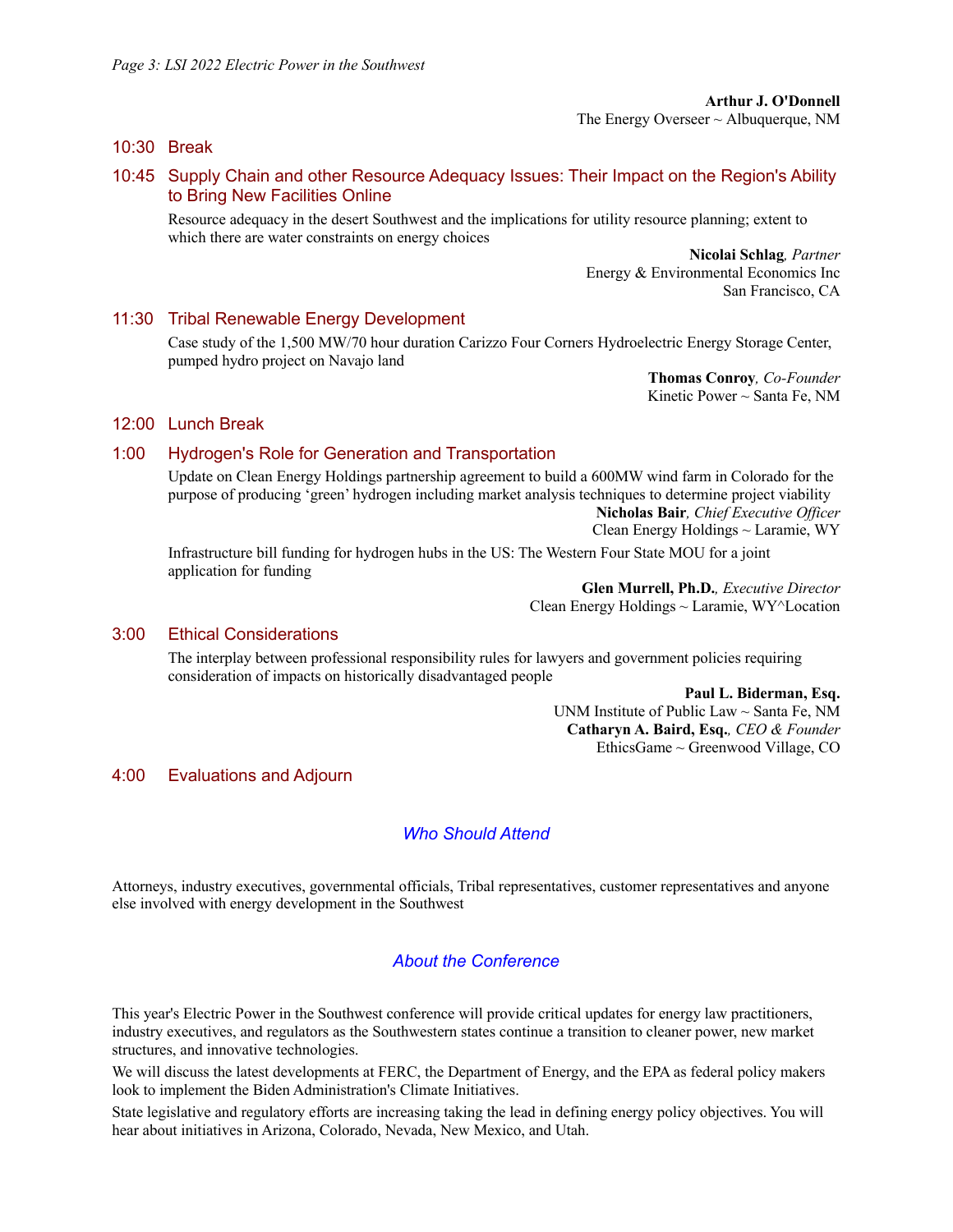**Arthur J. O'Donnell**
The Energy Overseer ~ Albuquerque, NM

### 10:30 Break

### 10:45 Supply Chain and other Resource Adequacy Issues: Their Impact on the Region's Ability to Bring New Facilities Online

Resource adequacy in the desert Southwest and the implications for utility resource planning; extent to which there are water constraints on energy choices

**Nicolai Schlag**, *Partner*
Energy & Environmental Economics Inc
San Francisco, CA

### 11:30 Tribal Renewable Energy Development

Case study of the 1,500 MW/70 hour duration Carizzo Four Corners Hydroelectric Energy Storage Center, pumped hydro project on Navajo land

**Thomas Conroy**, *Co-Founder*
Kinetic Power ~ Santa Fe, NM

### 12:00 Lunch Break

### 1:00 Hydrogen's Role for Generation and Transportation

Update on Clean Energy Holdings partnership agreement to build a 600MW wind farm in Colorado for the purpose of producing 'green' hydrogen including market analysis techniques to determine project viability

**Nicholas Bair**, *Chief Executive Officer*
Clean Energy Holdings ~ Laramie, WY

Infrastructure bill funding for hydrogen hubs in the US: The Western Four State MOU for a joint application for funding

**Glen Murrell, Ph.D.**, *Executive Director*
Clean Energy Holdings ~ Laramie, WY^Location

### 3:00 Ethical Considerations

The interplay between professional responsibility rules for lawyers and government policies requiring consideration of impacts on historically disadvantaged people

**Paul L. Biderman, Esq.**
UNM Institute of Public Law ~ Santa Fe, NM
**Catharyn A. Baird, Esq.**, *CEO & Founder*
EthicsGame ~ Greenwood Village, CO

### 4:00 Evaluations and Adjourn

## *Who Should Attend*

Attorneys, industry executives, governmental officials, Tribal representatives, customer representatives and anyone else involved with energy development in the Southwest

## *About the Conference*

This year's Electric Power in the Southwest conference will provide critical updates for energy law practitioners, industry executives, and regulators as the Southwestern states continue a transition to cleaner power, new market structures, and innovative technologies.

We will discuss the latest developments at FERC, the Department of Energy, and the EPA as federal policy makers look to implement the Biden Administration's Climate Initiatives.

State legislative and regulatory efforts are increasing taking the lead in defining energy policy objectives. You will hear about initiatives in Arizona, Colorado, Nevada, New Mexico, and Utah.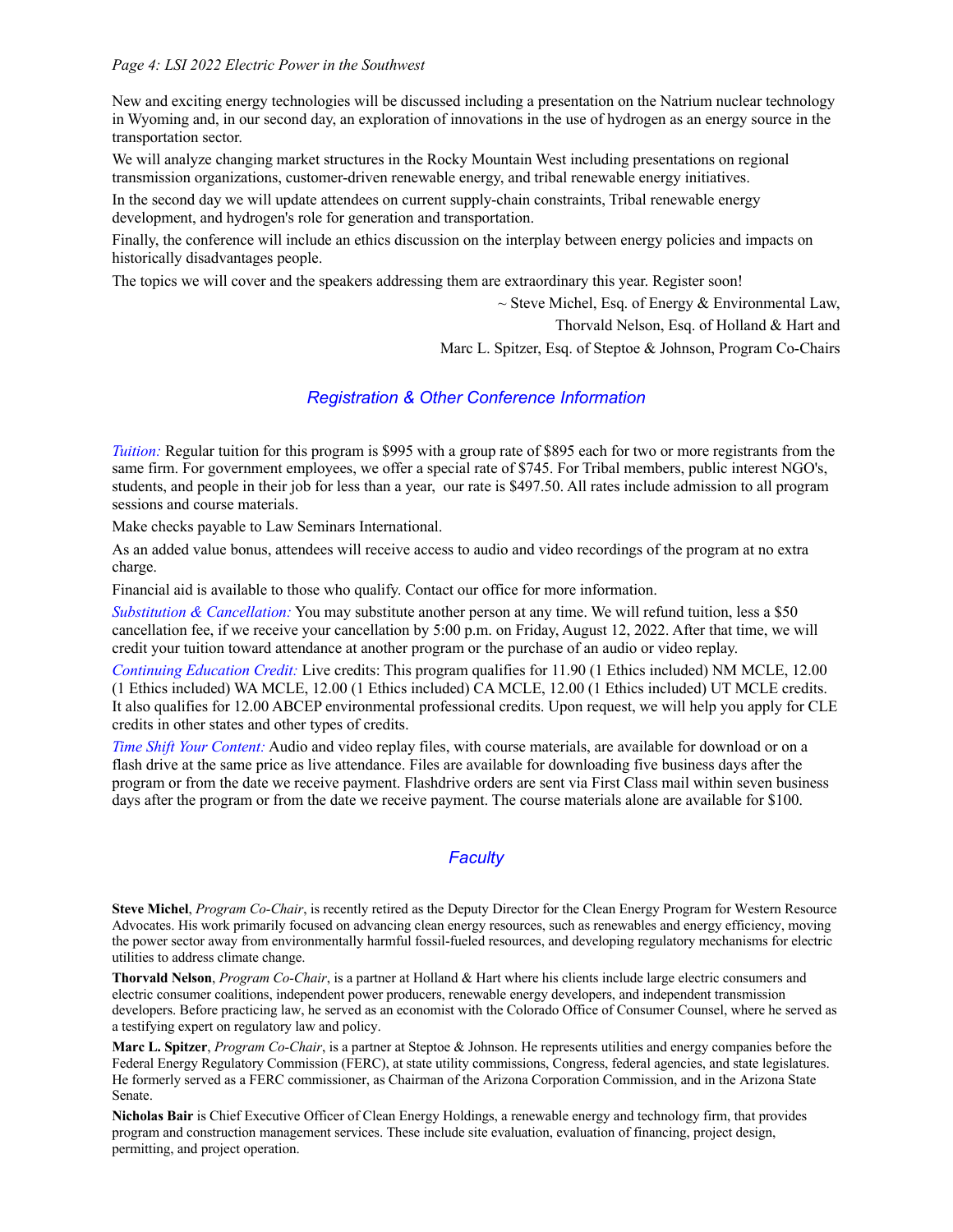New and exciting energy technologies will be discussed including a presentation on the Natrium nuclear technology in Wyoming and, in our second day, an exploration of innovations in the use of hydrogen as an energy source in the transportation sector.

We will analyze changing market structures in the Rocky Mountain West including presentations on regional transmission organizations, customer-driven renewable energy, and tribal renewable energy initiatives.

In the second day we will update attendees on current supply-chain constraints, Tribal renewable energy development, and hydrogen's role for generation and transportation.

Finally, the conference will include an ethics discussion on the interplay between energy policies and impacts on historically disadvantages people.

The topics we will cover and the speakers addressing them are extraordinary this year. Register soon!

~ Steve Michel, Esq. of Energy & Environmental Law,
Thorvald Nelson, Esq. of Holland & Hart and
Marc L. Spitzer, Esq. of Steptoe & Johnson, Program Co-Chairs

## Registration & Other Conference Information

*Tuition:* Regular tuition for this program is $995 with a group rate of $895 each for two or more registrants from the same firm. For government employees, we offer a special rate of $745. For Tribal members, public interest NGO's, students, and people in their job for less than a year, our rate is $497.50. All rates include admission to all program sessions and course materials.

Make checks payable to Law Seminars International.

As an added value bonus, attendees will receive access to audio and video recordings of the program at no extra charge.

Financial aid is available to those who qualify. Contact our office for more information.

*Substitution & Cancellation:* You may substitute another person at any time. We will refund tuition, less a $50 cancellation fee, if we receive your cancellation by 5:00 p.m. on Friday, August 12, 2022. After that time, we will credit your tuition toward attendance at another program or the purchase of an audio or video replay.

*Continuing Education Credit:* Live credits: This program qualifies for 11.90 (1 Ethics included) NM MCLE, 12.00 (1 Ethics included) WA MCLE, 12.00 (1 Ethics included) CA MCLE, 12.00 (1 Ethics included) UT MCLE credits. It also qualifies for 12.00 ABCEP environmental professional credits. Upon request, we will help you apply for CLE credits in other states and other types of credits.

*Time Shift Your Content:* Audio and video replay files, with course materials, are available for download or on a flash drive at the same price as live attendance. Files are available for downloading five business days after the program or from the date we receive payment. Flashdrive orders are sent via First Class mail within seven business days after the program or from the date we receive payment. The course materials alone are available for $100.

## Faculty

**Steve Michel**, *Program Co-Chair*, is recently retired as the Deputy Director for the Clean Energy Program for Western Resource Advocates. His work primarily focused on advancing clean energy resources, such as renewables and energy efficiency, moving the power sector away from environmentally harmful fossil-fueled resources, and developing regulatory mechanisms for electric utilities to address climate change.

**Thorvald Nelson**, *Program Co-Chair*, is a partner at Holland & Hart where his clients include large electric consumers and electric consumer coalitions, independent power producers, renewable energy developers, and independent transmission developers. Before practicing law, he served as an economist with the Colorado Office of Consumer Counsel, where he served as a testifying expert on regulatory law and policy.

**Marc L. Spitzer**, *Program Co-Chair*, is a partner at Steptoe & Johnson. He represents utilities and energy companies before the Federal Energy Regulatory Commission (FERC), at state utility commissions, Congress, federal agencies, and state legislatures. He formerly served as a FERC commissioner, as Chairman of the Arizona Corporation Commission, and in the Arizona State Senate.

**Nicholas Bair** is Chief Executive Officer of Clean Energy Holdings, a renewable energy and technology firm, that provides program and construction management services. These include site evaluation, evaluation of financing, project design, permitting, and project operation.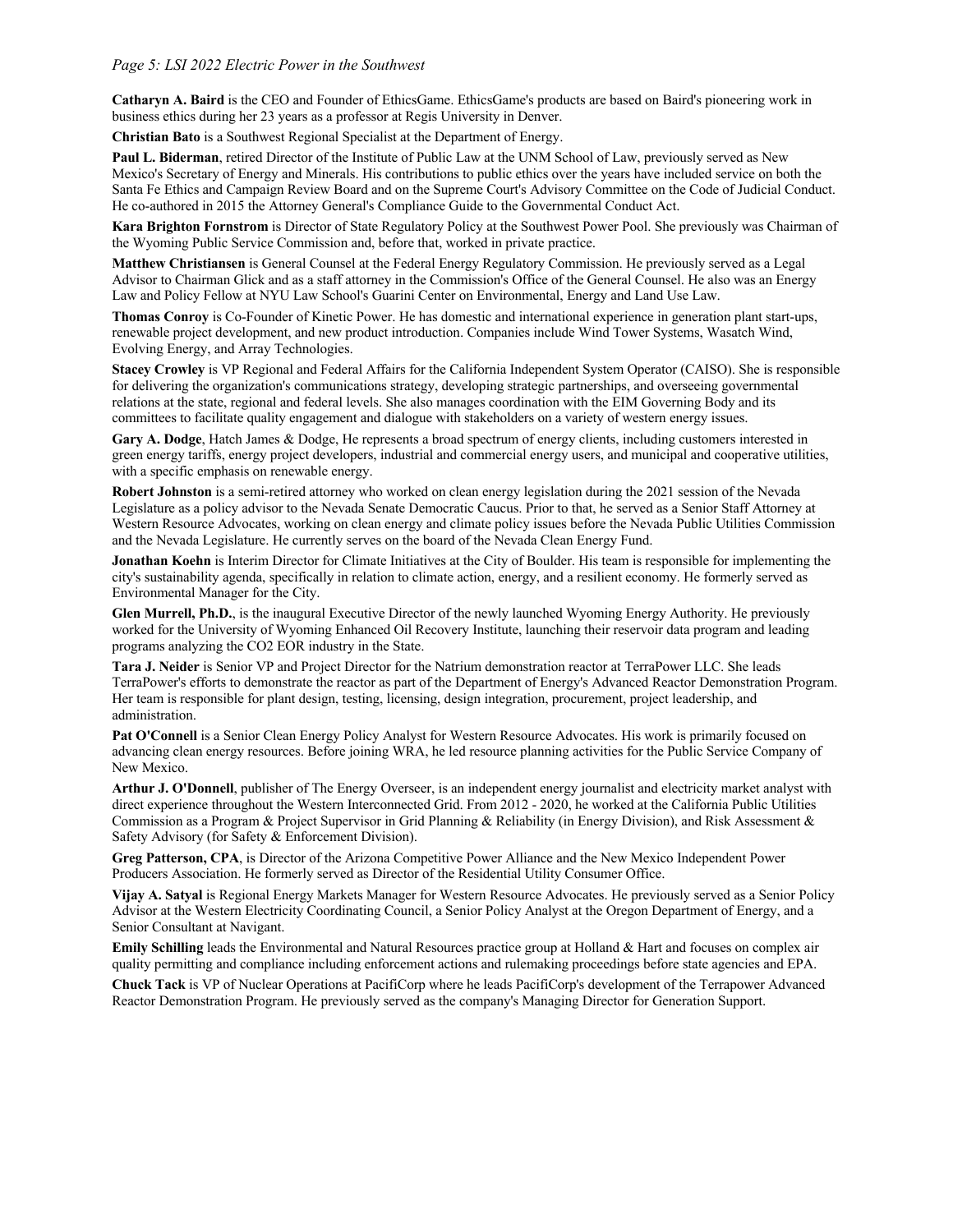**Catharyn A. Baird** is the CEO and Founder of EthicsGame. EthicsGame's products are based on Baird's pioneering work in business ethics during her 23 years as a professor at Regis University in Denver.

**Christian Bato** is a Southwest Regional Specialist at the Department of Energy.

**Paul L. Biderman**, retired Director of the Institute of Public Law at the UNM School of Law, previously served as New Mexico's Secretary of Energy and Minerals. His contributions to public ethics over the years have included service on both the Santa Fe Ethics and Campaign Review Board and on the Supreme Court's Advisory Committee on the Code of Judicial Conduct. He co-authored in 2015 the Attorney General's Compliance Guide to the Governmental Conduct Act.

**Kara Brighton Fornstrom** is Director of State Regulatory Policy at the Southwest Power Pool. She previously was Chairman of the Wyoming Public Service Commission and, before that, worked in private practice.

**Matthew Christiansen** is General Counsel at the Federal Energy Regulatory Commission. He previously served as a Legal Advisor to Chairman Glick and as a staff attorney in the Commission's Office of the General Counsel. He also was an Energy Law and Policy Fellow at NYU Law School's Guarini Center on Environmental, Energy and Land Use Law.

**Thomas Conroy** is Co-Founder of Kinetic Power. He has domestic and international experience in generation plant start-ups, renewable project development, and new product introduction. Companies include Wind Tower Systems, Wasatch Wind, Evolving Energy, and Array Technologies.

**Stacey Crowley** is VP Regional and Federal Affairs for the California Independent System Operator (CAISO). She is responsible for delivering the organization's communications strategy, developing strategic partnerships, and overseeing governmental relations at the state, regional and federal levels. She also manages coordination with the EIM Governing Body and its committees to facilitate quality engagement and dialogue with stakeholders on a variety of western energy issues.

**Gary A. Dodge**, Hatch James & Dodge, He represents a broad spectrum of energy clients, including customers interested in green energy tariffs, energy project developers, industrial and commercial energy users, and municipal and cooperative utilities, with a specific emphasis on renewable energy.

**Robert Johnston** is a semi-retired attorney who worked on clean energy legislation during the 2021 session of the Nevada Legislature as a policy advisor to the Nevada Senate Democratic Caucus. Prior to that, he served as a Senior Staff Attorney at Western Resource Advocates, working on clean energy and climate policy issues before the Nevada Public Utilities Commission and the Nevada Legislature. He currently serves on the board of the Nevada Clean Energy Fund.

**Jonathan Koehn** is Interim Director for Climate Initiatives at the City of Boulder. His team is responsible for implementing the city's sustainability agenda, specifically in relation to climate action, energy, and a resilient economy. He formerly served as Environmental Manager for the City.

**Glen Murrell, Ph.D.**, is the inaugural Executive Director of the newly launched Wyoming Energy Authority. He previously worked for the University of Wyoming Enhanced Oil Recovery Institute, launching their reservoir data program and leading programs analyzing the $CO_2$ EOR industry in the State.

**Tara J. Neider** is Senior VP and Project Director for the Natrium demonstration reactor at TerraPower LLC. She leads TerraPower's efforts to demonstrate the reactor as part of the Department of Energy's Advanced Reactor Demonstration Program. Her team is responsible for plant design, testing, licensing, design integration, procurement, project leadership, and administration.

**Pat O'Connell** is a Senior Clean Energy Policy Analyst for Western Resource Advocates. His work is primarily focused on advancing clean energy resources. Before joining WRA, he led resource planning activities for the Public Service Company of New Mexico.

**Arthur J. O'Donnell**, publisher of The Energy Overseer, is an independent energy journalist and electricity market analyst with direct experience throughout the Western Interconnected Grid. From 2012 - 2020, he worked at the California Public Utilities Commission as a Program & Project Supervisor in Grid Planning & Reliability (in Energy Division), and Risk Assessment & Safety Advisory (for Safety & Enforcement Division).

**Greg Patterson, CPA**, is Director of the Arizona Competitive Power Alliance and the New Mexico Independent Power Producers Association. He formerly served as Director of the Residential Utility Consumer Office.

**Vijay A. Satyal** is Regional Energy Markets Manager for Western Resource Advocates. He previously served as a Senior Policy Advisor at the Western Electricity Coordinating Council, a Senior Policy Analyst at the Oregon Department of Energy, and a Senior Consultant at Navigant.

**Emily Schilling** leads the Environmental and Natural Resources practice group at Holland & Hart and focuses on complex air quality permitting and compliance including enforcement actions and rulemaking proceedings before state agencies and EPA.

**Chuck Tack** is VP of Nuclear Operations at PacifiCorp where he leads PacifiCorp's development of the Terrapower Advanced Reactor Demonstration Program. He previously served as the company's Managing Director for Generation Support.